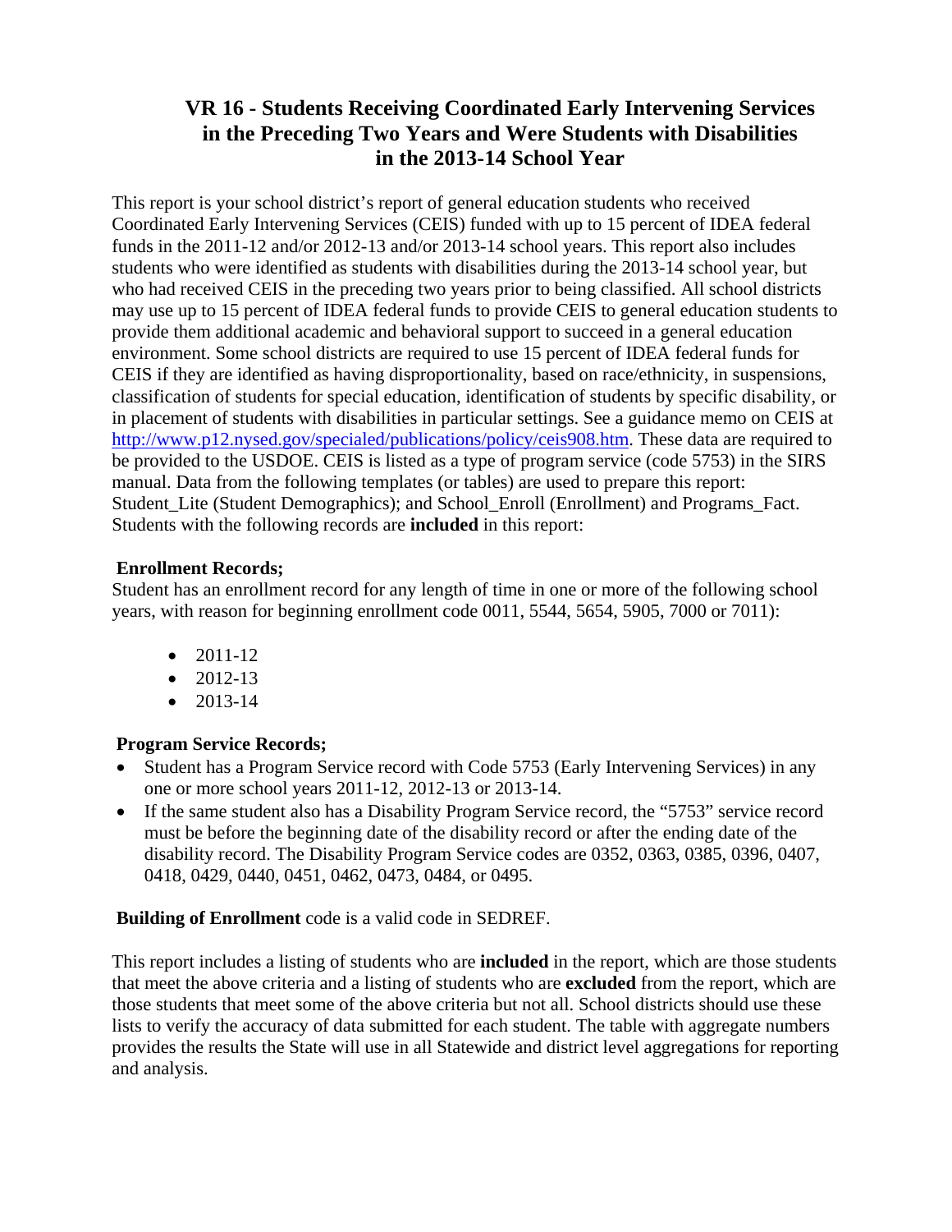# VR 16 - Students Receiving Coordinated Early Intervening Services in the Preceding Two Years and Were Students with Disabilities in the 2013-14 School Year

This report is your school district's report of general education students who received Coordinated Early Intervening Services (CEIS) funded with up to 15 percent of IDEA federal funds in the 2011-12 and/or 2012-13 and/or 2013-14 school years. This report also includes students who were identified as students with disabilities during the 2013-14 school year, but who had received CEIS in the preceding two years prior to being classified. All school districts may use up to 15 percent of IDEA federal funds to provide CEIS to general education students to provide them additional academic and behavioral support to succeed in a general education environment. Some school districts are required to use 15 percent of IDEA federal funds for CEIS if they are identified as having disproportionality, based on race/ethnicity, in suspensions, classification of students for special education, identification of students by specific disability, or in placement of students with disabilities in particular settings. See a guidance memo on CEIS at http://www.p12.nysed.gov/specialed/publications/policy/ceis908.htm. These data are required to be provided to the USDOE. CEIS is listed as a type of program service (code 5753) in the SIRS manual. Data from the following templates (or tables) are used to prepare this report: Student_Lite (Student Demographics); and School_Enroll (Enrollment) and Programs_Fact. Students with the following records are **included** in this report:

**Enrollment Records;**

Student has an enrollment record for any length of time in one or more of the following school years, with reason for beginning enrollment code 0011, 5544, 5654, 5905, 7000 or 7011):

- 2011-12
- 2012-13
- 2013-14

**Program Service Records;**

- Student has a Program Service record with Code 5753 (Early Intervening Services) in any one or more school years 2011-12, 2012-13 or 2013-14.
- If the same student also has a Disability Program Service record, the "5753" service record must be before the beginning date of the disability record or after the ending date of the disability record. The Disability Program Service codes are 0352, 0363, 0385, 0396, 0407, 0418, 0429, 0440, 0451, 0462, 0473, 0484, or 0495.

**Building of Enrollment** code is a valid code in SEDREF.

This report includes a listing of students who are **included** in the report, which are those students that meet the above criteria and a listing of students who are **excluded** from the report, which are those students that meet some of the above criteria but not all. School districts should use these lists to verify the accuracy of data submitted for each student. The table with aggregate numbers provides the results the State will use in all Statewide and district level aggregations for reporting and analysis.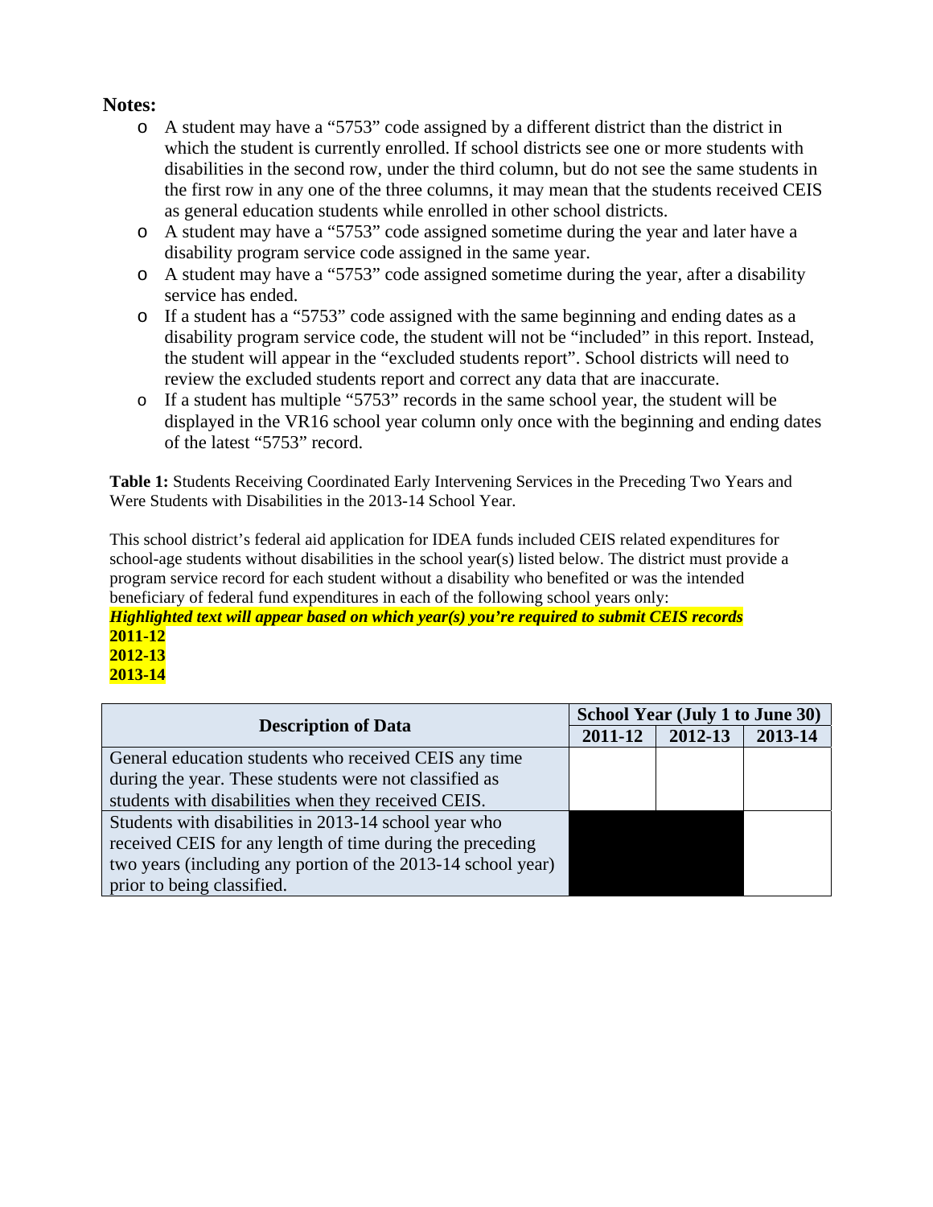**Notes:**

- A student may have a "5753" code assigned by a different district than the district in which the student is currently enrolled. If school districts see one or more students with disabilities in the second row, under the third column, but do not see the same students in the first row in any one of the three columns, it may mean that the students received CEIS as general education students while enrolled in other school districts.
- A student may have a "5753" code assigned sometime during the year and later have a disability program service code assigned in the same year.
- A student may have a "5753" code assigned sometime during the year, after a disability service has ended.
- If a student has a "5753" code assigned with the same beginning and ending dates as a disability program service code, the student will not be "included" in this report. Instead, the student will appear in the "excluded students report". School districts will need to review the excluded students report and correct any data that are inaccurate.
- If a student has multiple "5753" records in the same school year, the student will be displayed in the VR16 school year column only once with the beginning and ending dates of the latest "5753" record.

**Table 1:** Students Receiving Coordinated Early Intervening Services in the Preceding Two Years and Were Students with Disabilities in the 2013-14 School Year.

This school district's federal aid application for IDEA funds included CEIS related expenditures for school-age students without disabilities in the school year(s) listed below. The district must provide a program service record for each student without a disability who benefited or was the intended beneficiary of federal fund expenditures in each of the following school years only:

***Highlighted text will appear based on which year(s) you're required to submit CEIS records***

**2011-12**
**2012-13**
**2013-14**

| Description of Data | School Year (July 1 to June 30) | | |
|---|---|---|---|
| | **2011-12** | **2012-13** | **2013-14** |
| General education students who received CEIS any time during the year. These students were not classified as students with disabilities when they received CEIS. | | | |
| Students with disabilities in 2013-14 school year who received CEIS for any length of time during the preceding two years (including any portion of the 2013-14 school year) prior to being classified. | | | |